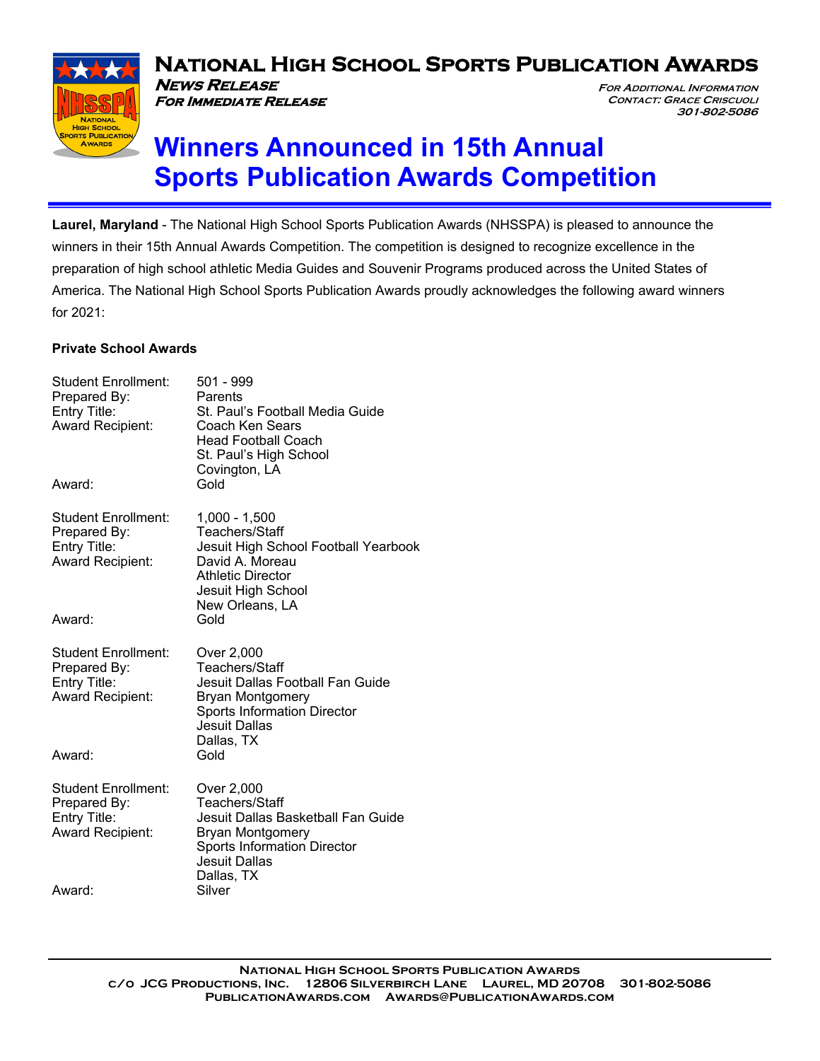# National High School Sports Publication Awards

***News Release***
***For Immediate Release***

*For Additional Information*
*Contact: Grace Criscuoli*
*301-802-5086*

## Winners Announced in 15th Annual Sports Publication Awards Competition

**Laurel, Maryland** - The National High School Sports Publication Awards (NHSSPA) is pleased to announce the winners in their 15th Annual Awards Competition. The competition is designed to recognize excellence in the preparation of high school athletic Media Guides and Souvenir Programs produced across the United States of America. The National High School Sports Publication Awards proudly acknowledges the following award winners for 2021:

**Private School Awards**

Student Enrollment: 501 - 999
Prepared By: Parents
Entry Title: St. Paul's Football Media Guide
Award Recipient: Coach Ken Sears
Head Football Coach
St. Paul's High School
Covington, LA
Award: Gold

Student Enrollment: 1,000 - 1,500
Prepared By: Teachers/Staff
Entry Title: Jesuit High School Football Yearbook
Award Recipient: David A. Moreau
Athletic Director
Jesuit High School
New Orleans, LA
Award: Gold

Student Enrollment: Over 2,000
Prepared By: Teachers/Staff
Entry Title: Jesuit Dallas Football Fan Guide
Award Recipient: Bryan Montgomery
Sports Information Director
Jesuit Dallas
Dallas, TX
Award: Gold

Student Enrollment: Over 2,000
Prepared By: Teachers/Staff
Entry Title: Jesuit Dallas Basketball Fan Guide
Award Recipient: Bryan Montgomery
Sports Information Director
Jesuit Dallas
Dallas, TX
Award: Silver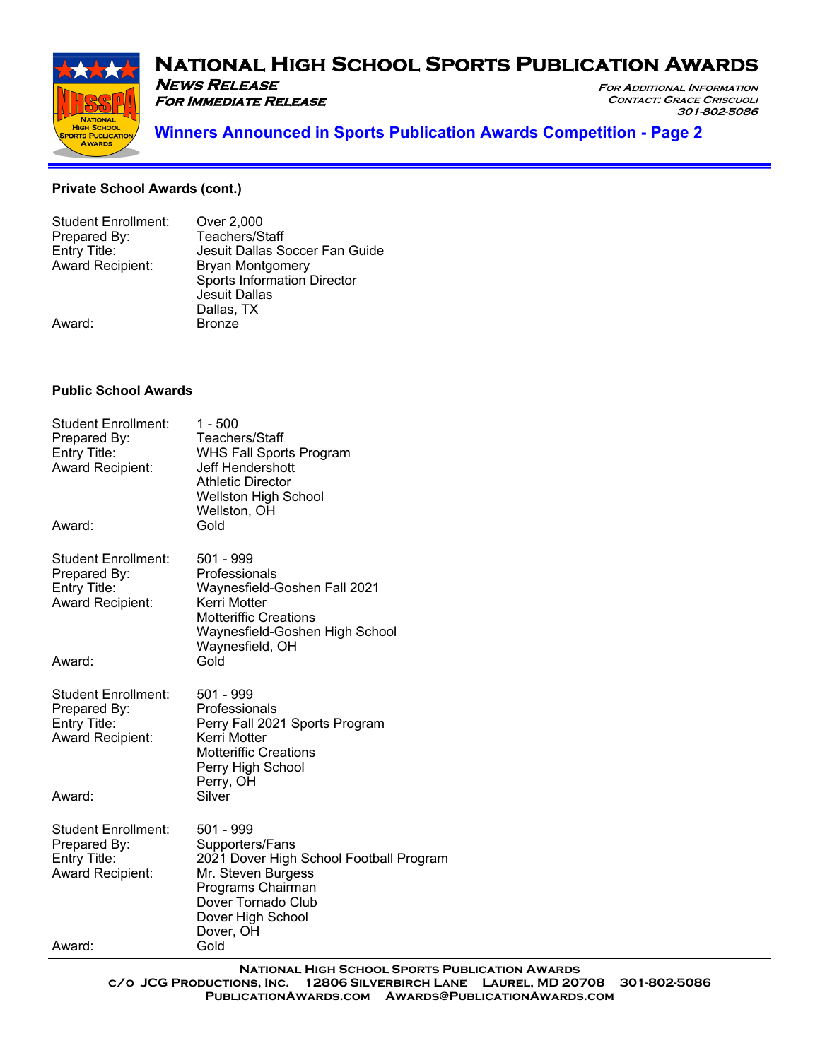### Private School Awards (cont.)

Student Enrollment: Over 2,000
Prepared By: Teachers/Staff
Entry Title: Jesuit Dallas Soccer Fan Guide
Award Recipient: Bryan Montgomery
Sports Information Director
Jesuit Dallas
Dallas, TX
Award: Bronze

### Public School Awards

Student Enrollment: 1 - 500
Prepared By: Teachers/Staff
Entry Title: WHS Fall Sports Program
Award Recipient: Jeff Hendershott
Athletic Director
Wellston High School
Wellston, OH
Award: Gold

Student Enrollment: 501 - 999
Prepared By: Professionals
Entry Title: Waynesfield-Goshen Fall 2021
Award Recipient: Kerri Motter
Motteriffic Creations
Waynesfield-Goshen High School
Waynesfield, OH
Award: Gold

Student Enrollment: 501 - 999
Prepared By: Professionals
Entry Title: Perry Fall 2021 Sports Program
Award Recipient: Kerri Motter
Motteriffic Creations
Perry High School
Perry, OH
Award: Silver

Student Enrollment: 501 - 999
Prepared By: Supporters/Fans
Entry Title: 2021 Dover High School Football Program
Award Recipient: Mr. Steven Burgess
Programs Chairman
Dover Tornado Club
Dover High School
Dover, OH
Award: Gold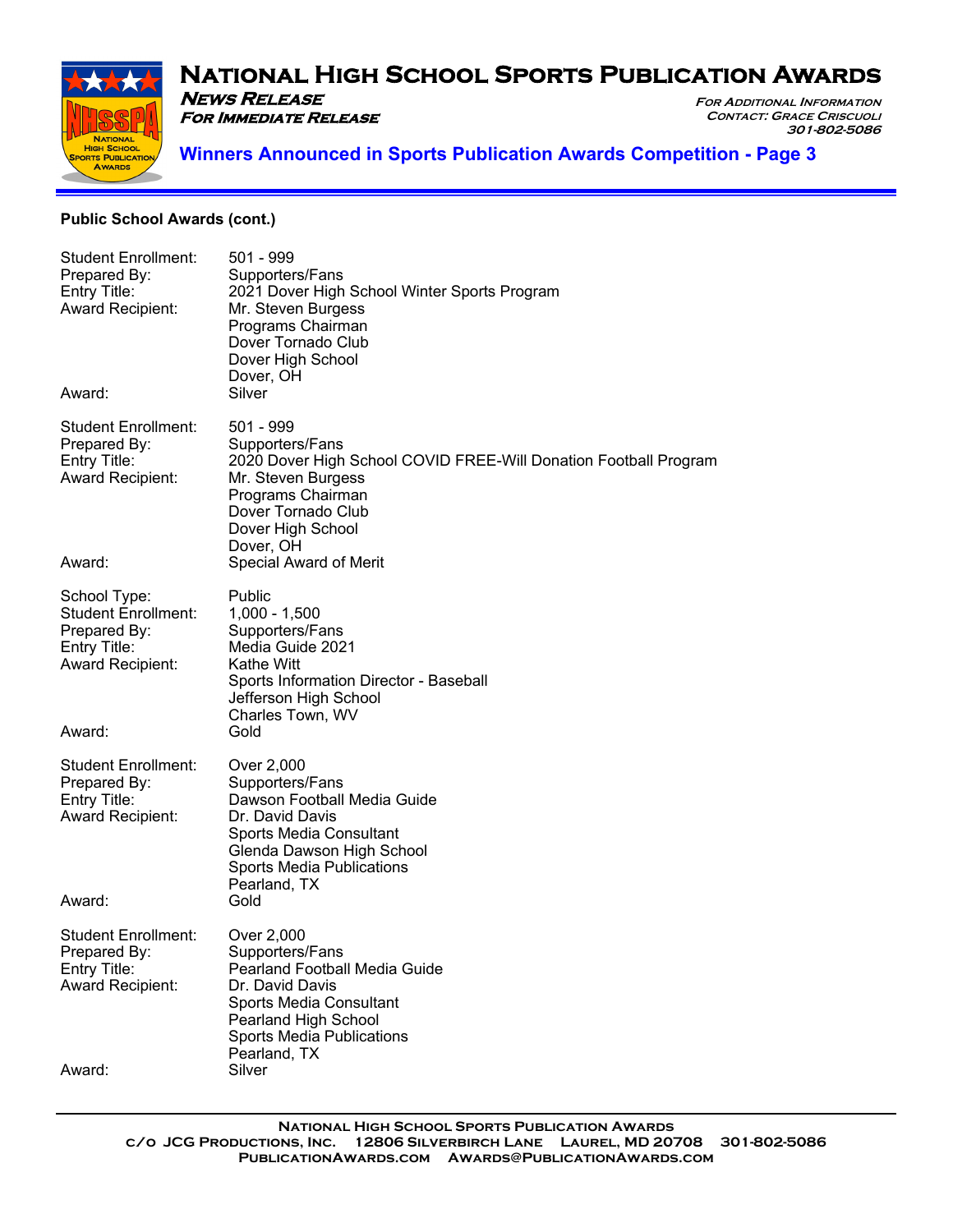**Public School Awards (cont.)**

Student Enrollment: 501 - 999
Prepared By: Supporters/Fans
Entry Title: 2021 Dover High School Winter Sports Program
Award Recipient: Mr. Steven Burgess
Programs Chairman
Dover Tornado Club
Dover High School
Dover, OH
Award: Silver

Student Enrollment: 501 - 999
Prepared By: Supporters/Fans
Entry Title: 2020 Dover High School COVID FREE-Will Donation Football Program
Award Recipient: Mr. Steven Burgess
Programs Chairman
Dover Tornado Club
Dover High School
Dover, OH
Award: Special Award of Merit

School Type: Public
Student Enrollment: 1,000 - 1,500
Prepared By: Supporters/Fans
Entry Title: Media Guide 2021
Award Recipient: Kathe Witt
Sports Information Director - Baseball
Jefferson High School
Charles Town, WV
Award: Gold

Student Enrollment: Over 2,000
Prepared By: Supporters/Fans
Entry Title: Dawson Football Media Guide
Award Recipient: Dr. David Davis
Sports Media Consultant
Glenda Dawson High School
Sports Media Publications
Pearland, TX
Award: Gold

Student Enrollment: Over 2,000
Prepared By: Supporters/Fans
Entry Title: Pearland Football Media Guide
Award Recipient: Dr. David Davis
Sports Media Consultant
Pearland High School
Sports Media Publications
Pearland, TX
Award: Silver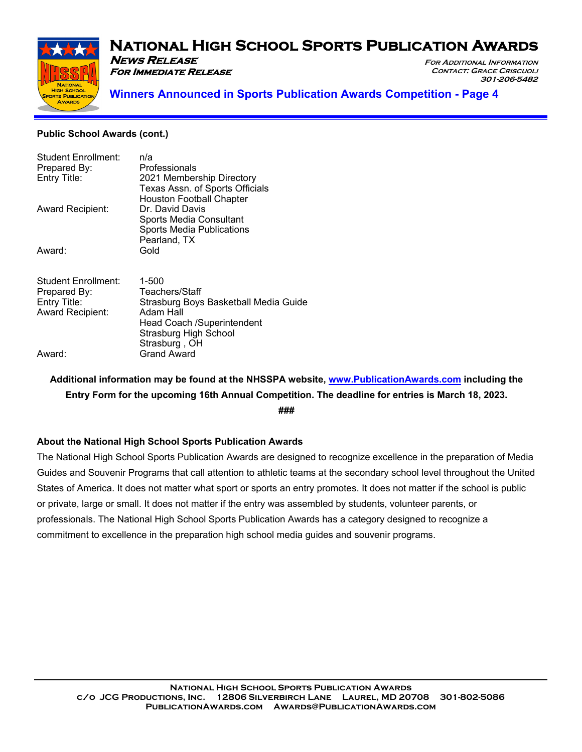# National High School Sports Publication Awards

***News Release***
***For Immediate Release***

*For Additional Information*
*Contact: Grace Criscuoli*
*301-206-5482*

## Winners Announced in Sports Publication Awards Competition - Page 4

**Public School Awards (cont.)**

| | |
|---|---|
| Student Enrollment: | n/a |
| Prepared By: | Professionals |
| Entry Title: | 2021 Membership Directory<br>Texas Assn. of Sports Officials<br>Houston Football Chapter |
| Award Recipient: | Dr. David Davis<br>Sports Media Consultant<br>Sports Media Publications<br>Pearland, TX |
| Award: | Gold |

| | |
|---|---|
| Student Enrollment: | 1-500 |
| Prepared By: | Teachers/Staff |
| Entry Title: | Strasburg Boys Basketball Media Guide |
| Award Recipient: | Adam Hall<br>Head Coach /Superintendent<br>Strasburg High School<br>Strasburg , OH |
| Award: | Grand Award |

**Additional information may be found at the NHSSPA website, www.PublicationAwards.com including the Entry Form for the upcoming 16th Annual Competition. The deadline for entries is March 18, 2023.**

**###**

**About the National High School Sports Publication Awards**

The National High School Sports Publication Awards are designed to recognize excellence in the preparation of Media Guides and Souvenir Programs that call attention to athletic teams at the secondary school level throughout the United States of America. It does not matter what sport or sports an entry promotes. It does not matter if the school is public or private, large or small. It does not matter if the entry was assembled by students, volunteer parents, or professionals. The National High School Sports Publication Awards has a category designed to recognize a commitment to excellence in the preparation high school media guides and souvenir programs.

National High School Sports Publication Awards
c/o JCG Productions, Inc. 12806 Silverbirch Lane Laurel, MD 20708 301-802-5086
PublicationAwards.com Awards@PublicationAwards.com